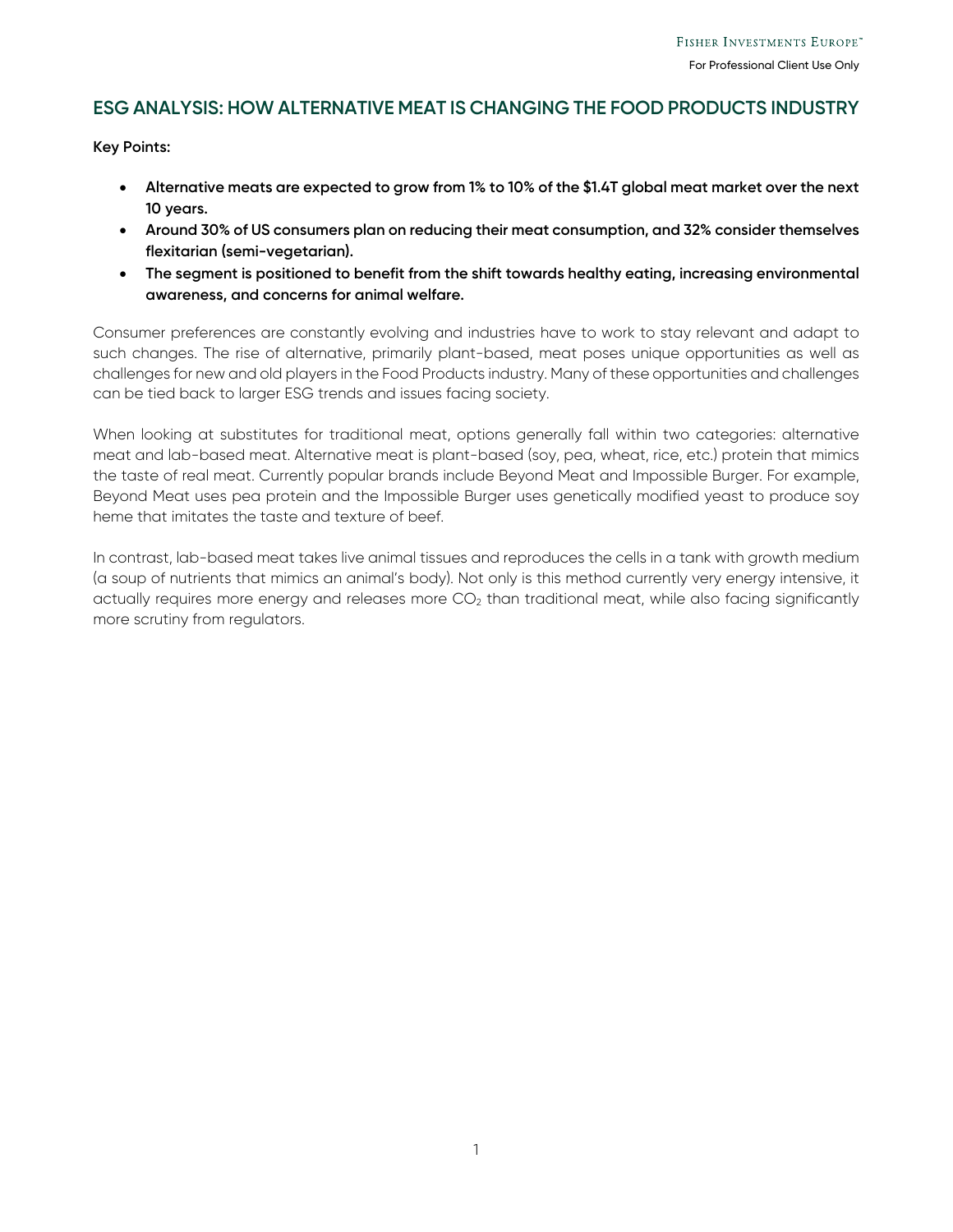# ESG ANALYSIS: HOW ALTERNATIVE MEAT IS CHANGING THE FOOD PRODUCTS INDUSTRY

**Key Points:**

- **Alternative meats are expected to grow from 1% to 10% of the $1.4T global meat market over the next 10 years.**
- **Around 30% of US consumers plan on reducing their meat consumption, and 32% consider themselves flexitarian (semi-vegetarian).**
- **The segment is positioned to benefit from the shift towards healthy eating, increasing environmental awareness, and concerns for animal welfare.**

Consumer preferences are constantly evolving and industries have to work to stay relevant and adapt to such changes. The rise of alternative, primarily plant-based, meat poses unique opportunities as well as challenges for new and old players in the Food Products industry. Many of these opportunities and challenges can be tied back to larger ESG trends and issues facing society.

When looking at substitutes for traditional meat, options generally fall within two categories: alternative meat and lab-based meat. Alternative meat is plant-based (soy, pea, wheat, rice, etc.) protein that mimics the taste of real meat. Currently popular brands include Beyond Meat and Impossible Burger. For example, Beyond Meat uses pea protein and the Impossible Burger uses genetically modified yeast to produce soy heme that imitates the taste and texture of beef.

In contrast, lab-based meat takes live animal tissues and reproduces the cells in a tank with growth medium (a soup of nutrients that mimics an animal's body). Not only is this method currently very energy intensive, it actually requires more energy and releases more $CO_2$ than traditional meat, while also facing significantly more scrutiny from regulators.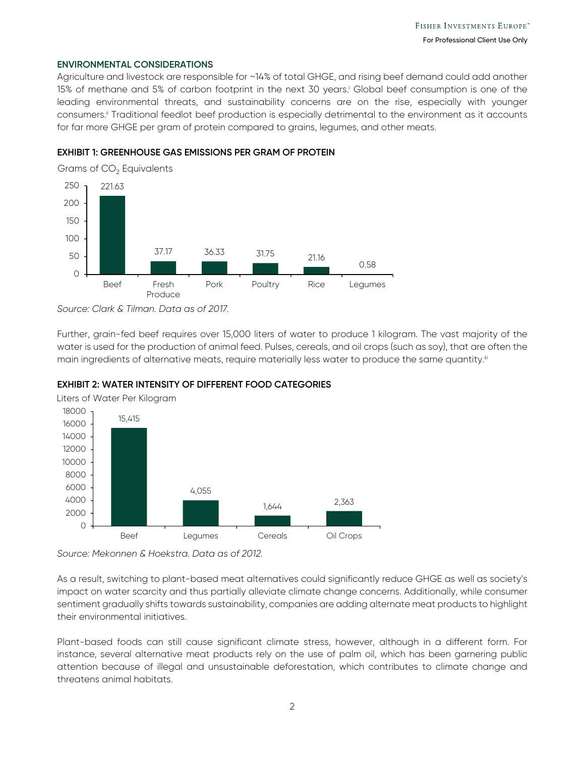## ENVIRONMENTAL CONSIDERATIONS

Agriculture and livestock are responsible for ~14% of total GHGE, and rising beef demand could add another 15% of methane and 5% of carbon footprint in the next 30 years.[i] Global beef consumption is one of the leading environmental threats, and sustainability concerns are on the rise, especially with younger consumers.[ii] Traditional feedlot beef production is especially detrimental to the environment as it accounts for far more GHGE per gram of protein compared to grains, legumes, and other meats.

### EXHIBIT 1: GREENHOUSE GAS EMISSIONS PER GRAM OF PROTEIN

Grams of $CO_2$ Equivalents

| Category | Grams of $CO_2$ Equivalents |
| --- | --- |
| Beef | 221.63 |
| Fresh Produce | 37.17 |
| Pork | 36.33 |
| Poultry | 31.75 |
| Rice | 21.16 |
| Legumes | 0.58 |

*Source: Clark & Tilman. Data as of 2017.*

Further, grain-fed beef requires over 15,000 liters of water to produce 1 kilogram. The vast majority of the water is used for the production of animal feed. Pulses, cereals, and oil crops (such as soy), that are often the main ingredients of alternative meats, require materially less water to produce the same quantity.[iii]

### EXHIBIT 2: WATER INTENSITY OF DIFFERENT FOOD CATEGORIES

Liters of Water Per Kilogram

| Category | Liters of Water Per Kilogram |
| --- | --- |
| Beef | 15,415 |
| Legumes | 4,055 |
| Cereals | 1,644 |
| Oil Crops | 2,363 |

*Source: Mekonnen & Hoekstra. Data as of 2012.*

As a result, switching to plant-based meat alternatives could significantly reduce GHGE as well as society's impact on water scarcity and thus partially alleviate climate change concerns. Additionally, while consumer sentiment gradually shifts towards sustainability, companies are adding alternate meat products to highlight their environmental initiatives.

Plant-based foods can still cause significant climate stress, however, although in a different form. For instance, several alternative meat products rely on the use of palm oil, which has been garnering public attention because of illegal and unsustainable deforestation, which contributes to climate change and threatens animal habitats.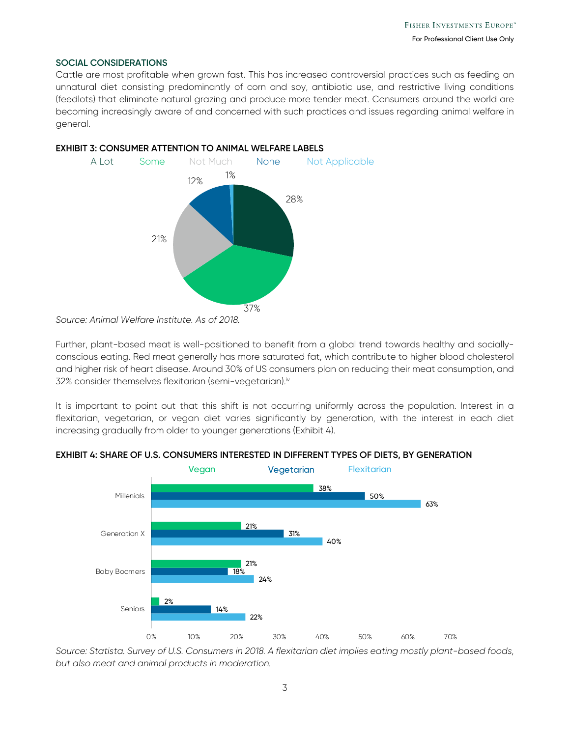## SOCIAL CONSIDERATIONS

Cattle are most profitable when grown fast. This has increased controversial practices such as feeding an unnatural diet consisting predominantly of corn and soy, antibiotic use, and restrictive living conditions (feedlots) that eliminate natural grazing and produce more tender meat. Consumers around the world are becoming increasingly aware of and concerned with such practices and issues regarding animal welfare in general.

**EXHIBIT 3: CONSUMER ATTENTION TO ANIMAL WELFARE LABELS**

| Response | Share |
| --- | --- |
| A Lot | 28% |
| Some | 37% |
| Not Much | 21% |
| None | 12% |
| Not Applicable | 1% |

*Source: Animal Welfare Institute. As of 2018.*

Further, plant-based meat is well-positioned to benefit from a global trend towards healthy and socially-conscious eating. Red meat generally has more saturated fat, which contribute to higher blood cholesterol and higher risk of heart disease. Around 30% of US consumers plan on reducing their meat consumption, and 32% consider themselves flexitarian (semi-vegetarian).[iv]

It is important to point out that this shift is not occurring uniformly across the population. Interest in a flexitarian, vegetarian, or vegan diet varies significantly by generation, with the interest in each diet increasing gradually from older to younger generations (Exhibit 4).

**EXHIBIT 4: SHARE OF U.S. CONSUMERS INTERESTED IN DIFFERENT TYPES OF DIETS, BY GENERATION**

| Generation | Vegan | Vegetarian | Flexitarian |
| --- | --- | --- | --- |
| Millenials | 38% | 50% | 63% |
| Generation X | 21% | 31% | 40% |
| Baby Boomers | 21% | 18% | 24% |
| Seniors | 2% | 14% | 22% |

*Source: Statista. Survey of U.S. Consumers in 2018. A flexitarian diet implies eating mostly plant-based foods, but also meat and animal products in moderation.*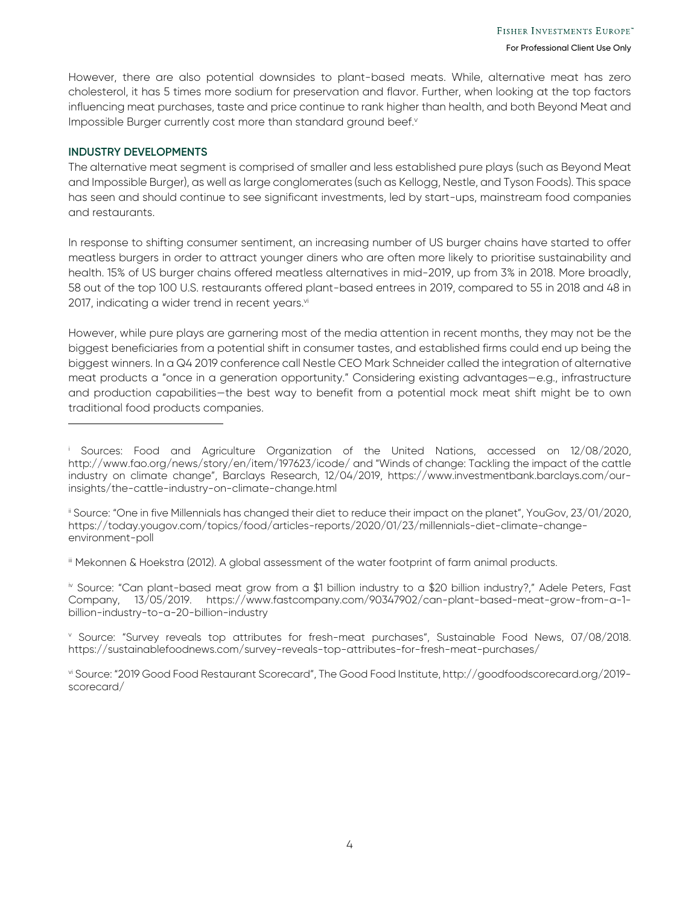However, there are also potential downsides to plant-based meats. While, alternative meat has zero cholesterol, it has 5 times more sodium for preservation and flavor. Further, when looking at the top factors influencing meat purchases, taste and price continue to rank higher than health, and both Beyond Meat and Impossible Burger currently cost more than standard ground beef.[v]

## INDUSTRY DEVELOPMENTS

The alternative meat segment is comprised of smaller and less established pure plays (such as Beyond Meat and Impossible Burger), as well as large conglomerates (such as Kellogg, Nestle, and Tyson Foods). This space has seen and should continue to see significant investments, led by start-ups, mainstream food companies and restaurants.

In response to shifting consumer sentiment, an increasing number of US burger chains have started to offer meatless burgers in order to attract younger diners who are often more likely to prioritise sustainability and health. 15% of US burger chains offered meatless alternatives in mid-2019, up from 3% in 2018. More broadly, 58 out of the top 100 U.S. restaurants offered plant-based entrees in 2019, compared to 55 in 2018 and 48 in 2017, indicating a wider trend in recent years.[vi]

However, while pure plays are garnering most of the media attention in recent months, they may not be the biggest beneficiaries from a potential shift in consumer tastes, and established firms could end up being the biggest winners. In a Q4 2019 conference call Nestle CEO Mark Schneider called the integration of alternative meat products a "once in a generation opportunity." Considering existing advantages—e.g., infrastructure and production capabilities—the best way to benefit from a potential mock meat shift might be to own traditional food products companies.

---

[i] Sources: Food and Agriculture Organization of the United Nations, accessed on 12/08/2020, http://www.fao.org/news/story/en/item/197623/icode/ and "Winds of change: Tackling the impact of the cattle industry on climate change", Barclays Research, 12/04/2019, https://www.investmentbank.barclays.com/our-insights/the-cattle-industry-on-climate-change.html

[ii] Source: "One in five Millennials has changed their diet to reduce their impact on the planet", YouGov, 23/01/2020, https://today.yougov.com/topics/food/articles-reports/2020/01/23/millennials-diet-climate-change-environment-poll

[iii] Mekonnen & Hoekstra (2012). A global assessment of the water footprint of farm animal products.

[iv] Source: "Can plant-based meat grow from a $1 billion industry to a $20 billion industry?," Adele Peters, Fast Company, 13/05/2019. https://www.fastcompany.com/90347902/can-plant-based-meat-grow-from-a-1-billion-industry-to-a-20-billion-industry

[v] Source: "Survey reveals top attributes for fresh-meat purchases", Sustainable Food News, 07/08/2018. https://sustainablefoodnews.com/survey-reveals-top-attributes-for-fresh-meat-purchases/

[vi] Source: "2019 Good Food Restaurant Scorecard", The Good Food Institute, http://goodfoodscorecard.org/2019-scorecard/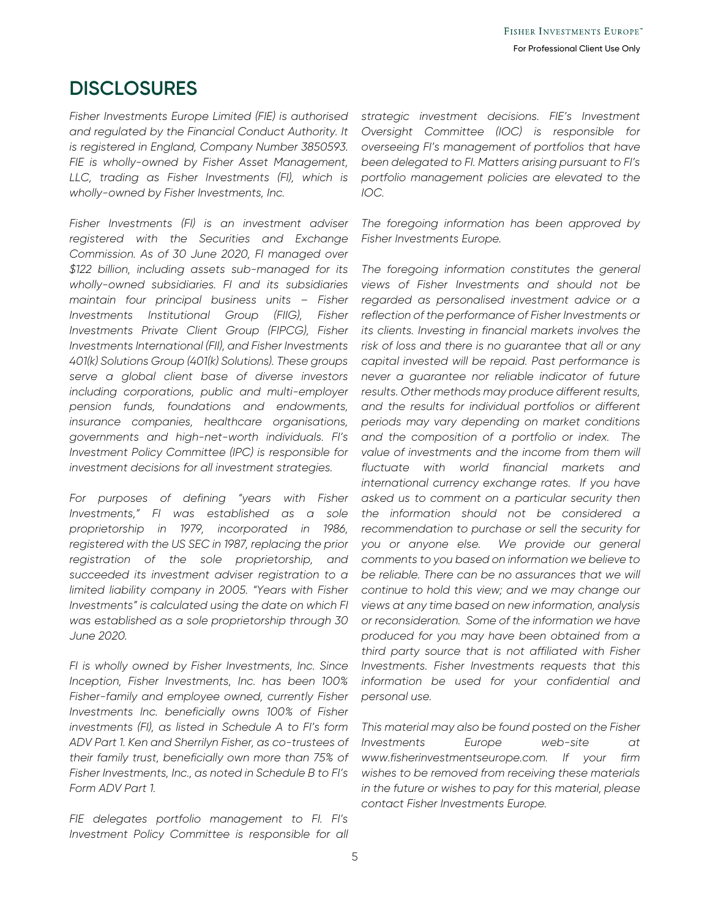# DISCLOSURES

*Fisher Investments Europe Limited (FIE) is authorised and regulated by the Financial Conduct Authority. It is registered in England, Company Number 3850593. FIE is wholly-owned by Fisher Asset Management, LLC, trading as Fisher Investments (FI), which is wholly-owned by Fisher Investments, Inc.*

*Fisher Investments (FI) is an investment adviser registered with the Securities and Exchange Commission. As of 30 June 2020, FI managed over \$122 billion, including assets sub-managed for its wholly-owned subsidiaries. FI and its subsidiaries maintain four principal business units – Fisher Investments Institutional Group (FIIG), Fisher Investments Private Client Group (FIPCG), Fisher Investments International (FII), and Fisher Investments 401(k) Solutions Group (401(k) Solutions). These groups serve a global client base of diverse investors including corporations, public and multi-employer pension funds, foundations and endowments, insurance companies, healthcare organisations, governments and high-net-worth individuals. FI's Investment Policy Committee (IPC) is responsible for investment decisions for all investment strategies.*

*For purposes of defining "years with Fisher Investments," FI was established as a sole proprietorship in 1979, incorporated in 1986, registered with the US SEC in 1987, replacing the prior registration of the sole proprietorship, and succeeded its investment adviser registration to a limited liability company in 2005. "Years with Fisher Investments" is calculated using the date on which FI was established as a sole proprietorship through 30 June 2020.*

*FI is wholly owned by Fisher Investments, Inc. Since Inception, Fisher Investments, Inc. has been 100% Fisher-family and employee owned, currently Fisher Investments Inc. beneficially owns 100% of Fisher investments (FI), as listed in Schedule A to FI's form ADV Part 1. Ken and Sherrilyn Fisher, as co-trustees of their family trust, beneficially own more than 75% of Fisher Investments, Inc., as noted in Schedule B to FI's Form ADV Part 1.*

*FIE delegates portfolio management to FI. FI's Investment Policy Committee is responsible for all strategic investment decisions. FIE's Investment Oversight Committee (IOC) is responsible for overseeing FI's management of portfolios that have been delegated to FI. Matters arising pursuant to FI's portfolio management policies are elevated to the IOC.*

*The foregoing information has been approved by Fisher Investments Europe.*

*The foregoing information constitutes the general views of Fisher Investments and should not be regarded as personalised investment advice or a reflection of the performance of Fisher Investments or its clients. Investing in financial markets involves the risk of loss and there is no guarantee that all or any capital invested will be repaid. Past performance is never a guarantee nor reliable indicator of future results. Other methods may produce different results, and the results for individual portfolios or different periods may vary depending on market conditions and the composition of a portfolio or index. The value of investments and the income from them will fluctuate with world financial markets and international currency exchange rates. If you have asked us to comment on a particular security then the information should not be considered a recommendation to purchase or sell the security for you or anyone else. We provide our general comments to you based on information we believe to be reliable. There can be no assurances that we will continue to hold this view; and we may change our views at any time based on new information, analysis or reconsideration. Some of the information we have produced for you may have been obtained from a third party source that is not affiliated with Fisher Investments. Fisher Investments requests that this information be used for your confidential and personal use.*

*This material may also be found posted on the Fisher Investments Europe web-site at www.fisherinvestmentseurope.com. If your firm wishes to be removed from receiving these materials in the future or wishes to pay for this material, please contact Fisher Investments Europe.*